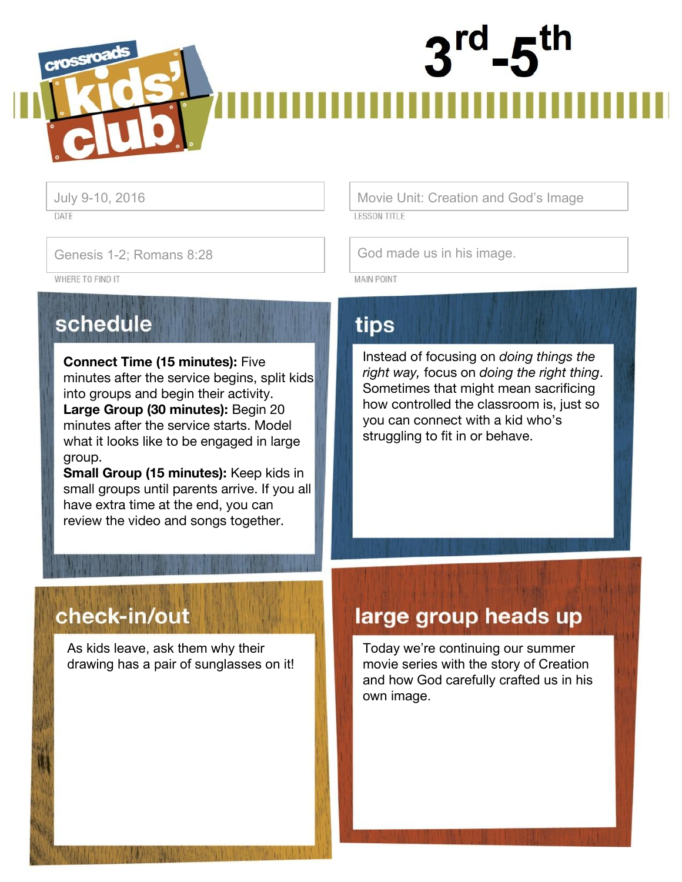crossroads kids' club

# 3rd-5th

July 9-10, 2016
DATE

Movie Unit: Creation and God's Image
LESSON TITLE

Genesis 1-2; Romans 8:28
WHERE TO FIND IT

God made us in his image.
MAIN POINT

## schedule

**Connect Time (15 minutes):** Five minutes after the service begins, split kids into groups and begin their activity.
**Large Group (30 minutes):** Begin 20 minutes after the service starts. Model what it looks like to be engaged in large group.
**Small Group (15 minutes):** Keep kids in small groups until parents arrive. If you all have extra time at the end, you can review the video and songs together.

## tips

Instead of focusing on *doing things the right way,* focus on *doing the right thing*. Sometimes that might mean sacrificing how controlled the classroom is, just so you can connect with a kid who's struggling to fit in or behave.

## check-in/out

As kids leave, ask them why their drawing has a pair of sunglasses on it!

## large group heads up

Today we're continuing our summer movie series with the story of Creation and how God carefully crafted us in his own image.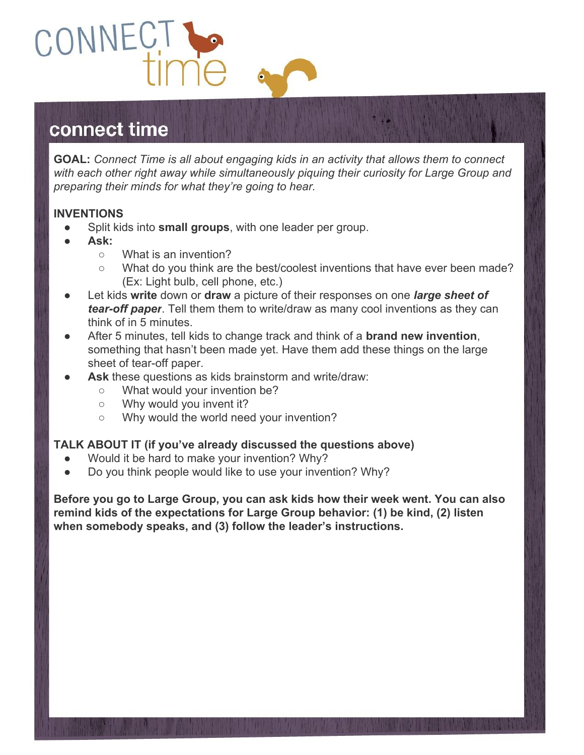# CONNECT time

## connect time

**GOAL:** *Connect Time is all about engaging kids in an activity that allows them to connect with each other right away while simultaneously piquing their curiosity for Large Group and preparing their minds for what they're going to hear.*

**INVENTIONS**

- Split kids into **small groups**, with one leader per group.
- **Ask:**
  - What is an invention?
  - What do you think are the best/coolest inventions that have ever been made? (Ex: Light bulb, cell phone, etc.)
- Let kids **write** down or **draw** a picture of their responses on one ***large sheet of tear-off paper***. Tell them them to write/draw as many cool inventions as they can think of in 5 minutes.
- After 5 minutes, tell kids to change track and think of a **brand new invention**, something that hasn't been made yet. Have them add these things on the large sheet of tear-off paper.
- **Ask** these questions as kids brainstorm and write/draw:
  - What would your invention be?
  - Why would you invent it?
  - Why would the world need your invention?

**TALK ABOUT IT (if you've already discussed the questions above)**

- Would it be hard to make your invention? Why?
- Do you think people would like to use your invention? Why?

**Before you go to Large Group, you can ask kids how their week went. You can also remind kids of the expectations for Large Group behavior: (1) be kind, (2) listen when somebody speaks, and (3) follow the leader's instructions.**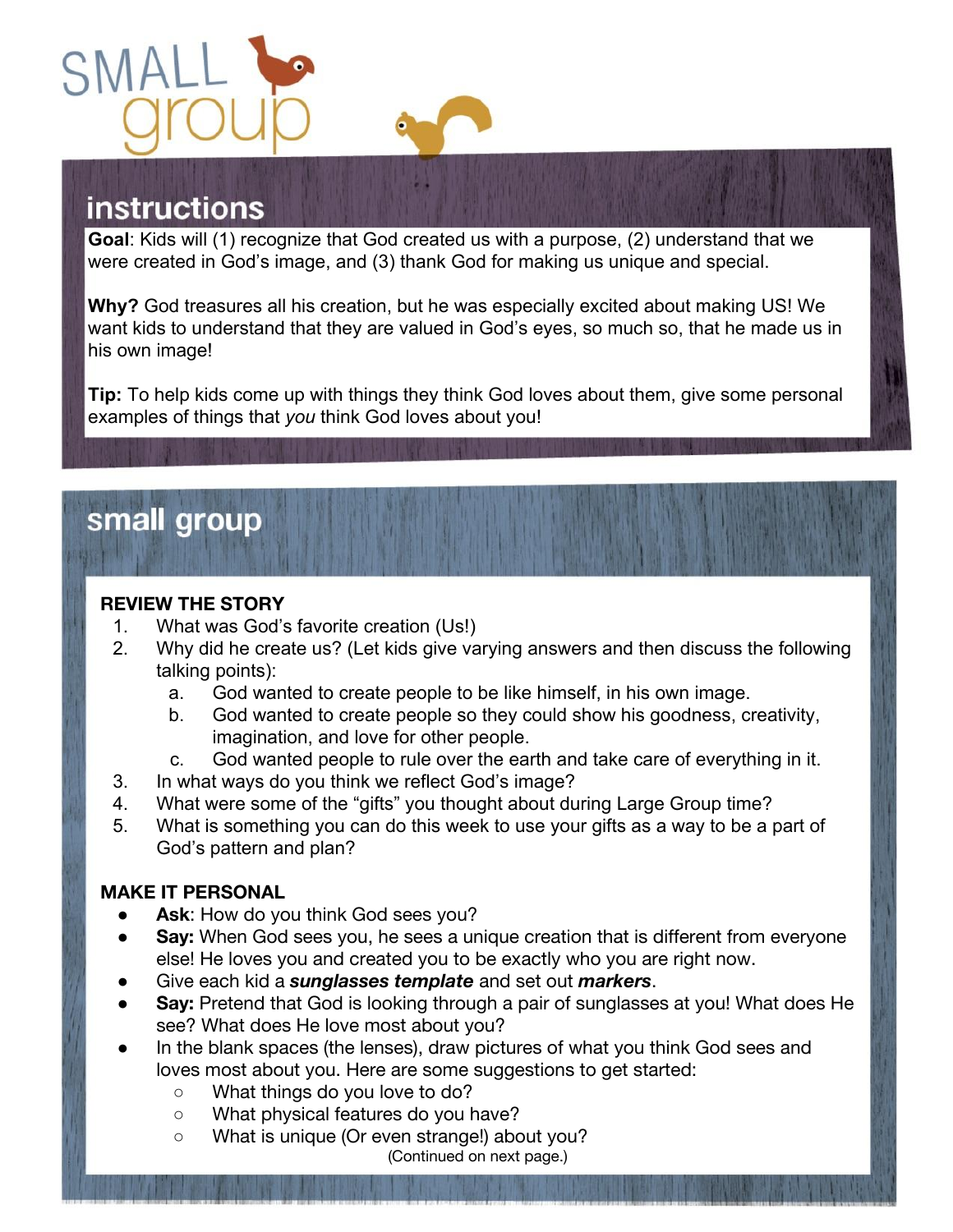# SMALL group

## instructions

**Goal**: Kids will (1) recognize that God created us with a purpose, (2) understand that we were created in God's image, and (3) thank God for making us unique and special.

**Why?** God treasures all his creation, but he was especially excited about making US! We want kids to understand that they are valued in God's eyes, so much so, that he made us in his own image!

**Tip:** To help kids come up with things they think God loves about them, give some personal examples of things that *you* think God loves about you!

## small group

**REVIEW THE STORY**

1. What was God's favorite creation (Us!)
2. Why did he create us? (Let kids give varying answers and then discuss the following talking points):
   a. God wanted to create people to be like himself, in his own image.
   b. God wanted to create people so they could show his goodness, creativity, imagination, and love for other people.
   c. God wanted people to rule over the earth and take care of everything in it.
3. In what ways do you think we reflect God's image?
4. What were some of the "gifts" you thought about during Large Group time?
5. What is something you can do this week to use your gifts as a way to be a part of God's pattern and plan?

**MAKE IT PERSONAL**

- **Ask**: How do you think God sees you?
- **Say:** When God sees you, he sees a unique creation that is different from everyone else! He loves you and created you to be exactly who you are right now.
- Give each kid a ***sunglasses template*** and set out ***markers***.
- **Say:** Pretend that God is looking through a pair of sunglasses at you! What does He see? What does He love most about you?
- In the blank spaces (the lenses), draw pictures of what you think God sees and loves most about you. Here are some suggestions to get started:
  - What things do you love to do?
  - What physical features do you have?
  - What is unique (Or even strange!) about you?

(Continued on next page.)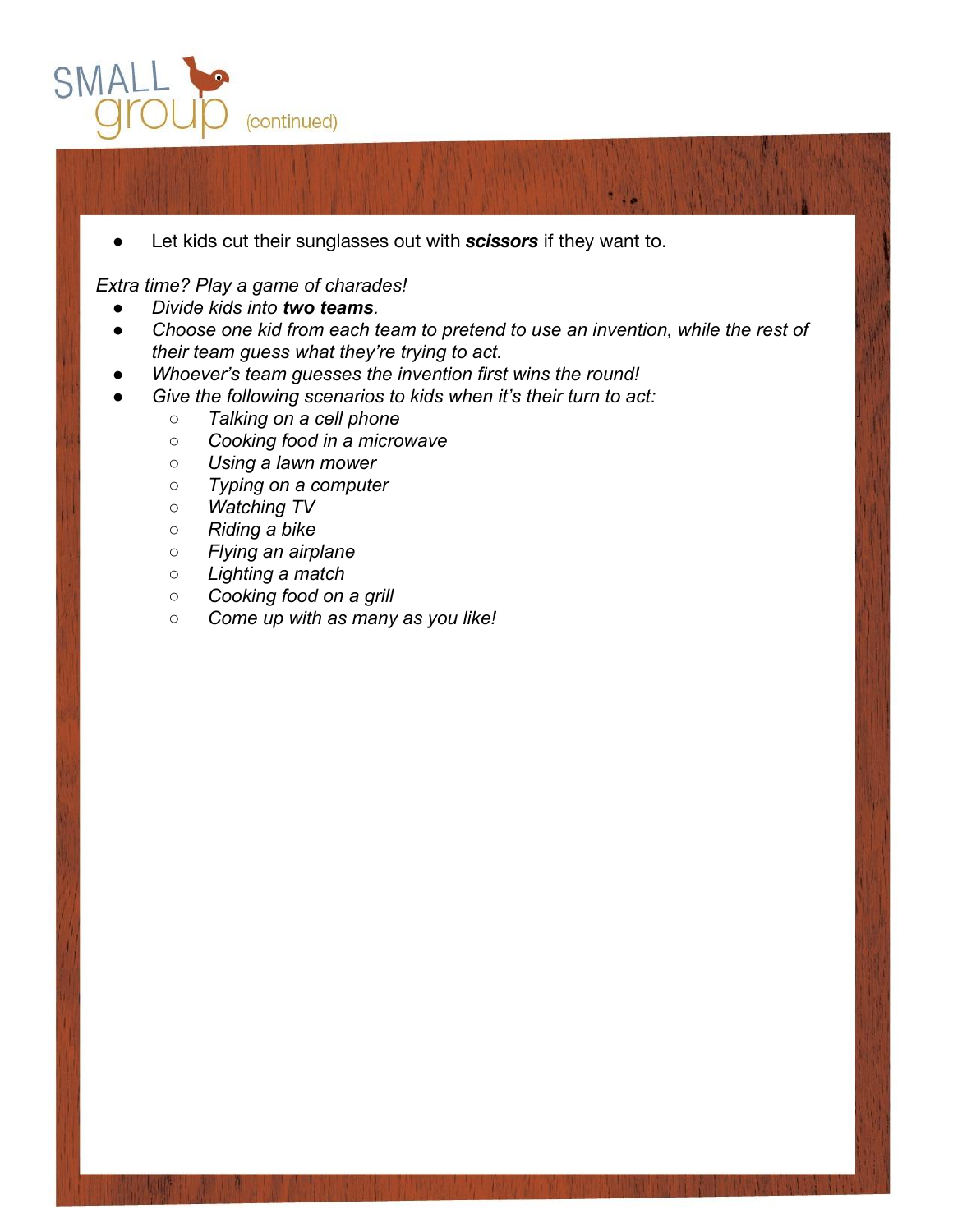# SMALL group (continued)

- Let kids cut their sunglasses out with ***scissors*** if they want to.

*Extra time? Play a game of charades!*

- *Divide kids into* ***two teams****.*
- *Choose one kid from each team to pretend to use an invention, while the rest of their team guess what they're trying to act.*
- *Whoever's team guesses the invention first wins the round!*
- *Give the following scenarios to kids when it's their turn to act:*
  - *Talking on a cell phone*
  - *Cooking food in a microwave*
  - *Using a lawn mower*
  - *Typing on a computer*
  - *Watching TV*
  - *Riding a bike*
  - *Flying an airplane*
  - *Lighting a match*
  - *Cooking food on a grill*
  - *Come up with as many as you like!*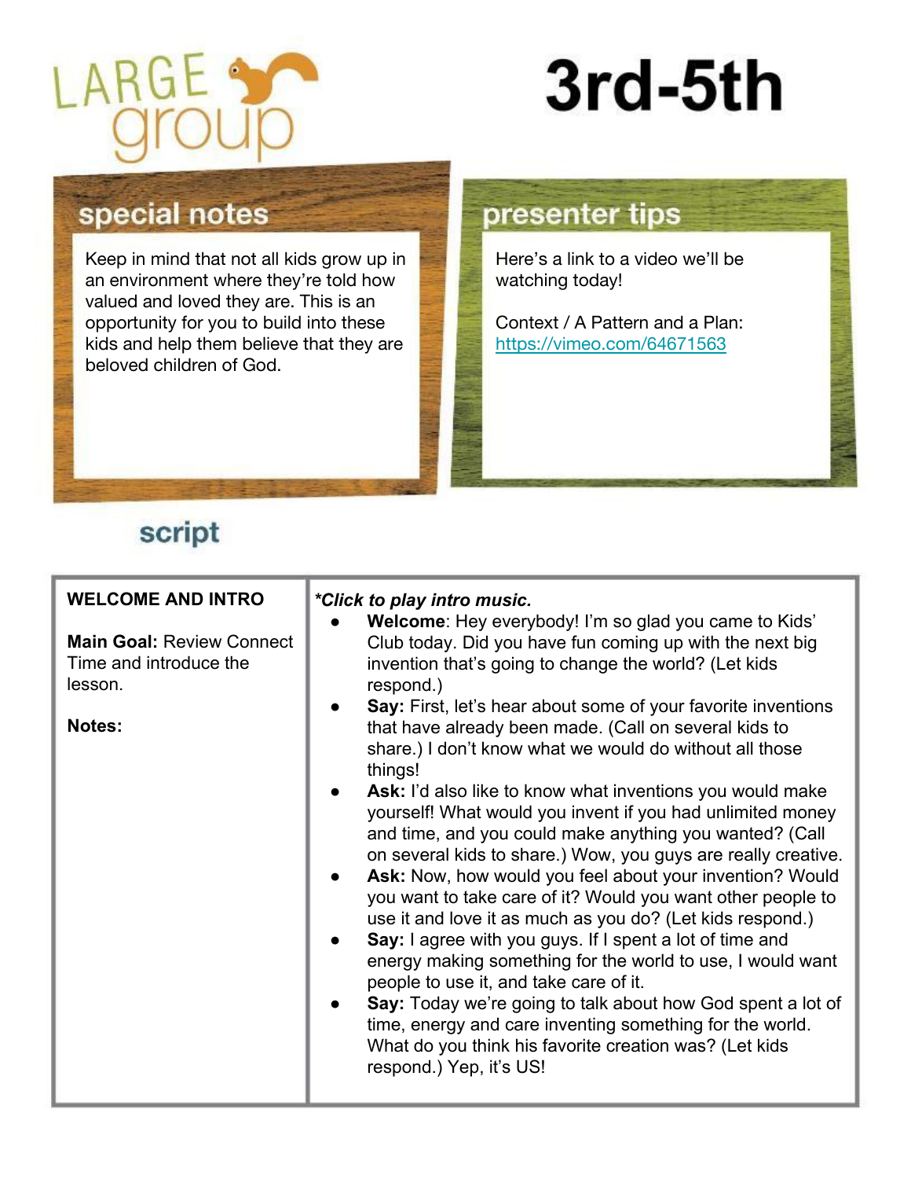# LARGE group

# 3rd-5th

## special notes

Keep in mind that not all kids grow up in an environment where they're told how valued and loved they are. This is an opportunity for you to build into these kids and help them believe that they are beloved children of God.

## presenter tips

Here's a link to a video we'll be watching today!

Context / A Pattern and a Plan: https://vimeo.com/64671563

## script

| | |
|---|---|
| **WELCOME AND INTRO**<br><br>**Main Goal:** Review Connect Time and introduce the lesson.<br><br>**Notes:** | ***Click to play intro music.***<br>● **Welcome**: Hey everybody! I'm so glad you came to Kids' Club today. Did you have fun coming up with the next big invention that's going to change the world? (Let kids respond.)<br>● **Say:** First, let's hear about some of your favorite inventions that have already been made. (Call on several kids to share.) I don't know what we would do without all those things!<br>● **Ask:** I'd also like to know what inventions you would make yourself! What would you invent if you had unlimited money and time, and you could make anything you wanted? (Call on several kids to share.) Wow, you guys are really creative.<br>● **Ask:** Now, how would you feel about your invention? Would you want to take care of it? Would you want other people to use it and love it as much as you do? (Let kids respond.)<br>● **Say:** I agree with you guys. If I spent a lot of time and energy making something for the world to use, I would want people to use it, and take care of it.<br>● **Say:** Today we're going to talk about how God spent a lot of time, energy and care inventing something for the world. What do you think his favorite creation was? (Let kids respond.) Yep, it's US! |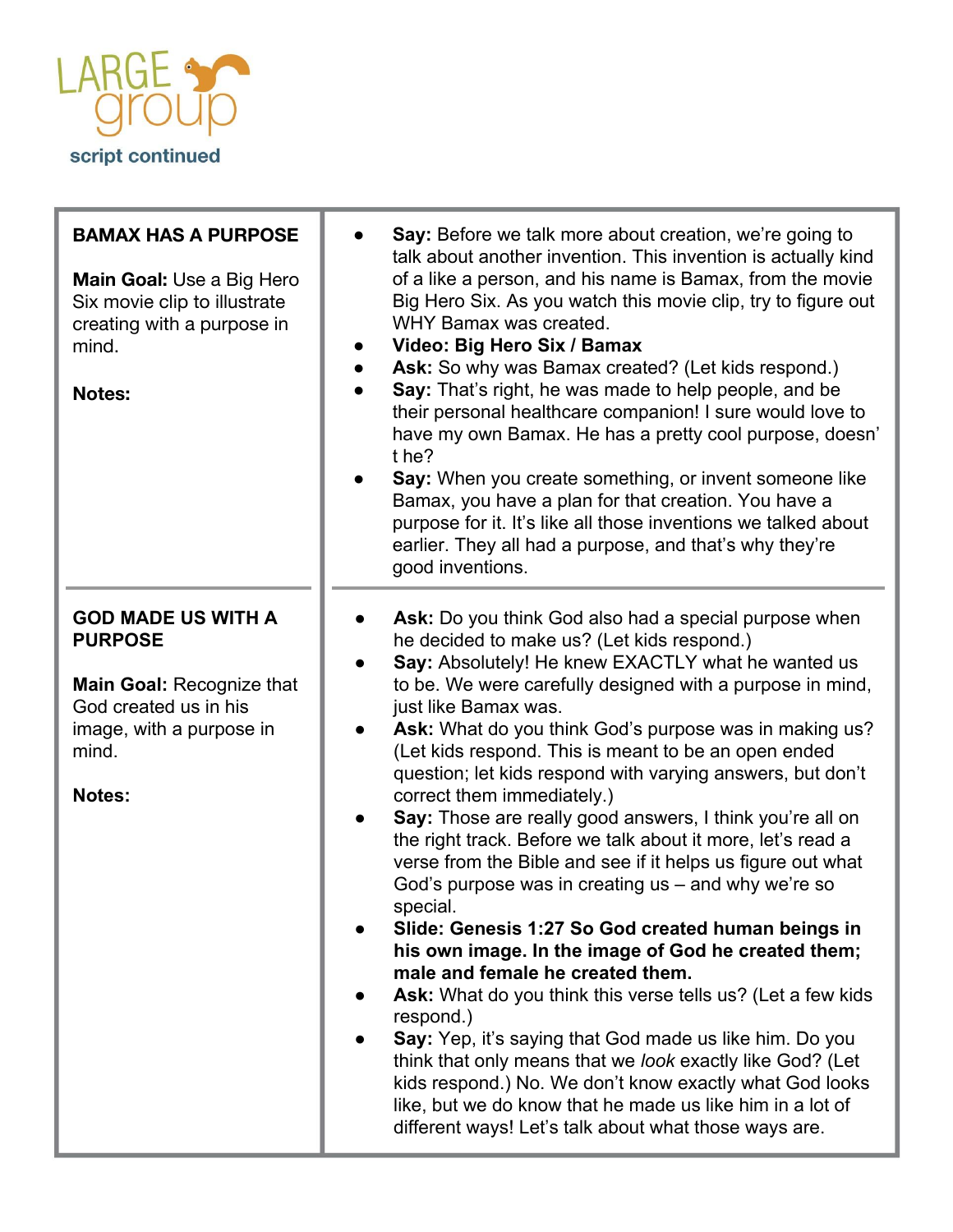LARGE group

script continued

| | |
|---|---|
| **BAMAX HAS A PURPOSE**<br><br>**Main Goal:** Use a Big Hero Six movie clip to illustrate creating with a purpose in mind.<br><br>**Notes:** | • **Say:** Before we talk more about creation, we're going to talk about another invention. This invention is actually kind of a like a person, and his name is Bamax, from the movie Big Hero Six. As you watch this movie clip, try to figure out WHY Bamax was created.<br>• **Video: Big Hero Six / Bamax**<br>• **Ask:** So why was Bamax created? (Let kids respond.)<br>• **Say:** That's right, he was made to help people, and be their personal healthcare companion! I sure would love to have my own Bamax. He has a pretty cool purpose, doesn't he?<br>• **Say:** When you create something, or invent someone like Bamax, you have a plan for that creation. You have a purpose for it. It's like all those inventions we talked about earlier. They all had a purpose, and that's why they're good inventions. |
| **GOD MADE US WITH A PURPOSE**<br><br>**Main Goal:** Recognize that God created us in his image, with a purpose in mind.<br><br>**Notes:** | • **Ask:** Do you think God also had a special purpose when he decided to make us? (Let kids respond.)<br>• **Say:** Absolutely! He knew EXACTLY what he wanted us to be. We were carefully designed with a purpose in mind, just like Bamax was.<br>• **Ask:** What do you think God's purpose was in making us? (Let kids respond. This is meant to be an open ended question; let kids respond with varying answers, but don't correct them immediately.)<br>• **Say:** Those are really good answers, I think you're all on the right track. Before we talk about it more, let's read a verse from the Bible and see if it helps us figure out what God's purpose was in creating us – and why we're so special.<br>• **Slide: Genesis 1:27 So God created human beings in his own image. In the image of God he created them; male and female he created them.**<br>• **Ask:** What do you think this verse tells us? (Let a few kids respond.)<br>• **Say:** Yep, it's saying that God made us like him. Do you think that only means that we *look* exactly like God? (Let kids respond.) No. We don't know exactly what God looks like, but we do know that he made us like him in a lot of different ways! Let's talk about what those ways are. |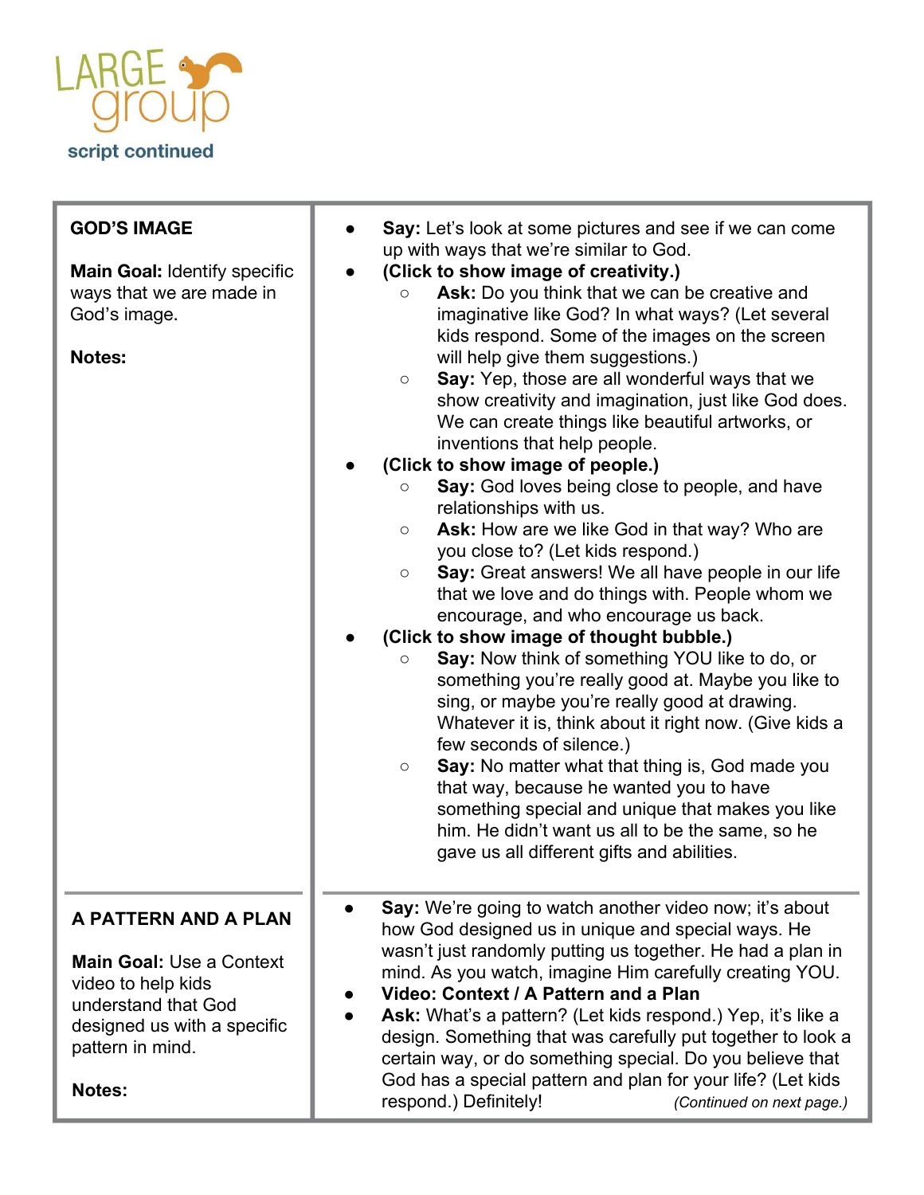# LARGE group

**script continued**

| | |
|---|---|
| **GOD'S IMAGE**<br><br>**Main Goal:** Identify specific ways that we are made in God's image.<br><br>**Notes:** | • **Say:** Let's look at some pictures and see if we can come up with ways that we're similar to God.<br>• **(Click to show image of creativity.)**<br>&nbsp;&nbsp;&nbsp;&nbsp;○ **Ask:** Do you think that we can be creative and imaginative like God? In what ways? (Let several kids respond. Some of the images on the screen will help give them suggestions.)<br>&nbsp;&nbsp;&nbsp;&nbsp;○ **Say:** Yep, those are all wonderful ways that we show creativity and imagination, just like God does. We can create things like beautiful artworks, or inventions that help people.<br>• **(Click to show image of people.)**<br>&nbsp;&nbsp;&nbsp;&nbsp;○ **Say:** God loves being close to people, and have relationships with us.<br>&nbsp;&nbsp;&nbsp;&nbsp;○ **Ask:** How are we like God in that way? Who are you close to? (Let kids respond.)<br>&nbsp;&nbsp;&nbsp;&nbsp;○ **Say:** Great answers! We all have people in our life that we love and do things with. People whom we encourage, and who encourage us back.<br>• **(Click to show image of thought bubble.)**<br>&nbsp;&nbsp;&nbsp;&nbsp;○ **Say:** Now think of something YOU like to do, or something you're really good at. Maybe you like to sing, or maybe you're really good at drawing. Whatever it is, think about it right now. (Give kids a few seconds of silence.)<br>&nbsp;&nbsp;&nbsp;&nbsp;○ **Say:** No matter what that thing is, God made you that way, because he wanted you to have something special and unique that makes you like him. He didn't want us all to be the same, so he gave us all different gifts and abilities. |
| **A PATTERN AND A PLAN**<br><br>**Main Goal:** Use a Context video to help kids understand that God designed us with a specific pattern in mind.<br><br>**Notes:** | • **Say:** We're going to watch another video now; it's about how God designed us in unique and special ways. He wasn't just randomly putting us together. He had a plan in mind. As you watch, imagine Him carefully creating YOU.<br>• **Video: Context / A Pattern and a Plan**<br>• **Ask:** What's a pattern? (Let kids respond.) Yep, it's like a design. Something that was carefully put together to look a certain way, or do something special. Do you believe that God has a special pattern and plan for your life? (Let kids respond.) Definitely! *(Continued on next page.)* |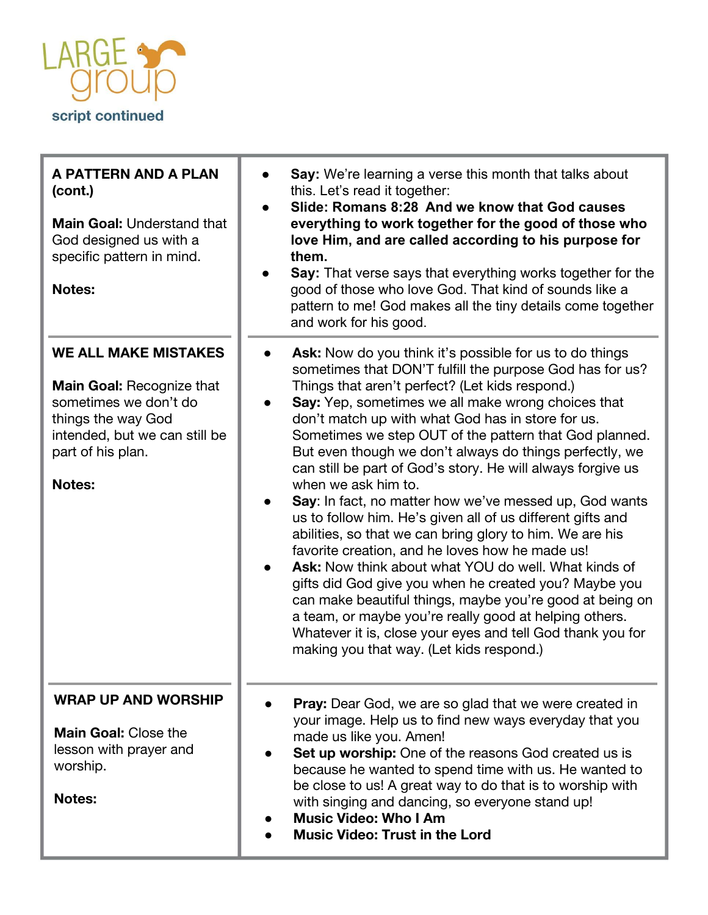LARGE group

script continued

| | |
|---|---|
| **A PATTERN AND A PLAN (cont.)**<br><br>**Main Goal:** Understand that God designed us with a specific pattern in mind.<br><br>**Notes:** | • **Say:** We're learning a verse this month that talks about this. Let's read it together:<br>• **Slide: Romans 8:28 And we know that God causes everything to work together for the good of those who love Him, and are called according to his purpose for them.**<br>• **Say:** That verse says that everything works together for the good of those who love God. That kind of sounds like a pattern to me! God makes all the tiny details come together and work for his good. |
| **WE ALL MAKE MISTAKES**<br><br>**Main Goal:** Recognize that sometimes we don't do things the way God intended, but we can still be part of his plan.<br><br>**Notes:** | • **Ask:** Now do you think it's possible for us to do things sometimes that DON'T fulfill the purpose God has for us? Things that aren't perfect? (Let kids respond.)<br>• **Say:** Yep, sometimes we all make wrong choices that don't match up with what God has in store for us. Sometimes we step OUT of the pattern that God planned. But even though we don't always do things perfectly, we can still be part of God's story. He will always forgive us when we ask him to.<br>• **Say**: In fact, no matter how we've messed up, God wants us to follow him. He's given all of us different gifts and abilities, so that we can bring glory to him. We are his favorite creation, and he loves how he made us!<br>• **Ask:** Now think about what YOU do well. What kinds of gifts did God give you when he created you? Maybe you can make beautiful things, maybe you're good at being on a team, or maybe you're really good at helping others. Whatever it is, close your eyes and tell God thank you for making you that way. (Let kids respond.) |
| **WRAP UP AND WORSHIP**<br><br>**Main Goal:** Close the lesson with prayer and worship.<br><br>**Notes:** | • **Pray:** Dear God, we are so glad that we were created in your image. Help us to find new ways everyday that you made us like you. Amen!<br>• **Set up worship:** One of the reasons God created us is because he wanted to spend time with us. He wanted to be close to us! A great way to do that is to worship with with singing and dancing, so everyone stand up!<br>• **Music Video: Who I Am**<br>• **Music Video: Trust in the Lord** |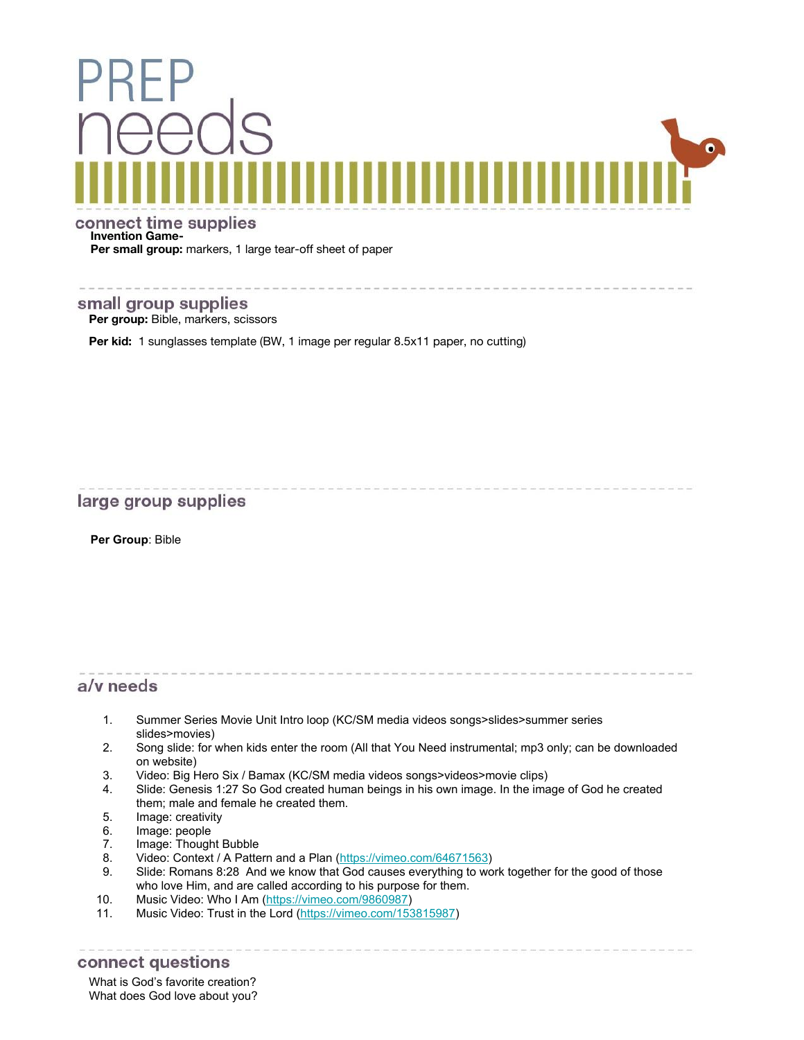# PREP needs

## connect time supplies

**Invention Game-**

**Per small group:** markers, 1 large tear-off sheet of paper

## small group supplies

**Per group:** Bible, markers, scissors

**Per kid:** 1 sunglasses template (BW, 1 image per regular 8.5x11 paper, no cutting)

## large group supplies

**Per Group**: Bible

## a/v needs

1. Summer Series Movie Unit Intro loop (KC/SM media videos songs>slides>summer series slides>movies)
2. Song slide: for when kids enter the room (All that You Need instrumental; mp3 only; can be downloaded on website)
3. Video: Big Hero Six / Bamax (KC/SM media videos songs>videos>movie clips)
4. Slide: Genesis 1:27 So God created human beings in his own image. In the image of God he created them; male and female he created them.
5. Image: creativity
6. Image: people
7. Image: Thought Bubble
8. Video: Context / A Pattern and a Plan (https://vimeo.com/64671563)
9. Slide: Romans 8:28 And we know that God causes everything to work together for the good of those who love Him, and are called according to his purpose for them.
10. Music Video: Who I Am (https://vimeo.com/9860987)
11. Music Video: Trust in the Lord (https://vimeo.com/153815987)

## connect questions

What is God's favorite creation?
What does God love about you?